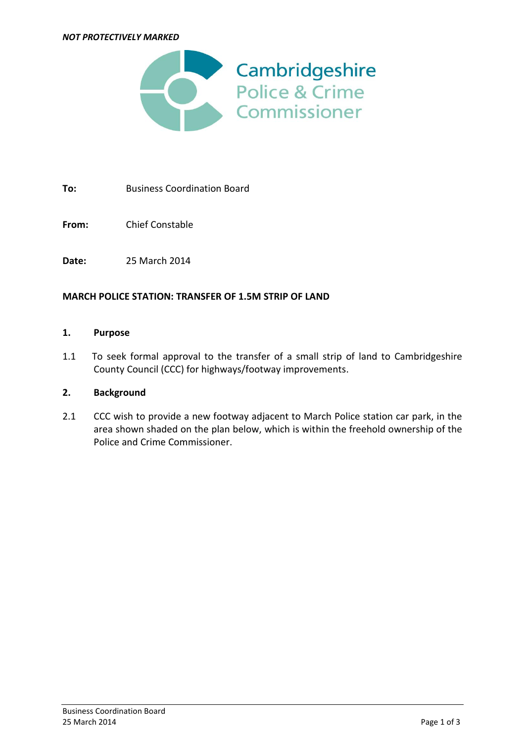*NOT PROTECTIVELY MARKED*

Cambridgeshire
Police & Crime
Commissioner

**To:** Business Coordination Board

**From:** Chief Constable

**Date:** 25 March 2014

**MARCH POLICE STATION: TRANSFER OF 1.5M STRIP OF LAND**

**1. Purpose**

1.1 To seek formal approval to the transfer of a small strip of land to Cambridgeshire County Council (CCC) for highways/footway improvements.

**2. Background**

2.1 CCC wish to provide a new footway adjacent to March Police station car park, in the area shown shaded on the plan below, which is within the freehold ownership of the Police and Crime Commissioner.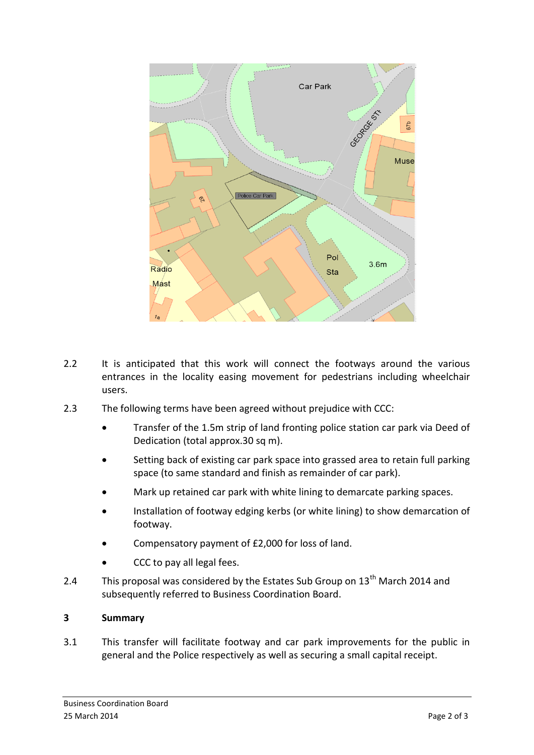2.2 It is anticipated that this work will connect the footways around the various entrances in the locality easing movement for pedestrians including wheelchair users.

2.3 The following terms have been agreed without prejudice with CCC:

- Transfer of the 1.5m strip of land fronting police station car park via Deed of Dedication (total approx.30 sq m).
- Setting back of existing car park space into grassed area to retain full parking space (to same standard and finish as remainder of car park).
- Mark up retained car park with white lining to demarcate parking spaces.
- Installation of footway edging kerbs (or white lining) to show demarcation of footway.
- Compensatory payment of £2,000 for loss of land.
- CCC to pay all legal fees.

2.4 This proposal was considered by the Estates Sub Group on 13th March 2014 and subsequently referred to Business Coordination Board.

## 3 Summary

3.1 This transfer will facilitate footway and car park improvements for the public in general and the Police respectively as well as securing a small capital receipt.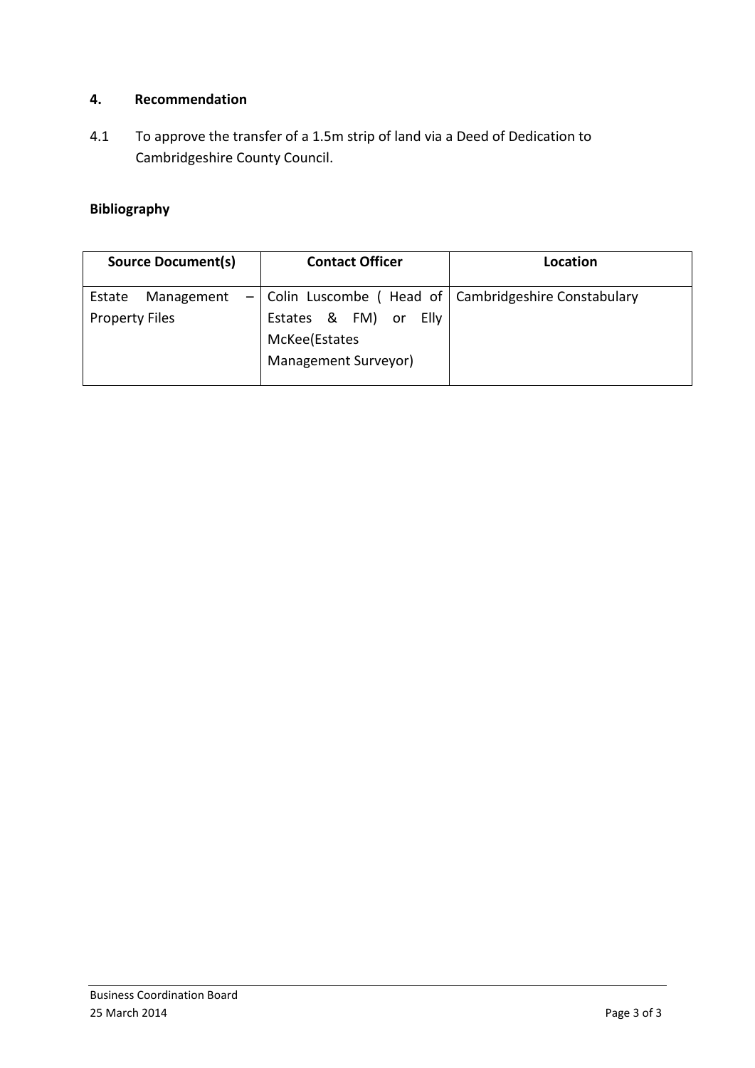## 4. Recommendation

4.1 To approve the transfer of a 1.5m strip of land via a Deed of Dedication to Cambridgeshire County Council.

### Bibliography

| Source Document(s) | Contact Officer | Location |
|---|---|---|
| Estate Management – Property Files | Colin Luscombe ( Head of Estates & FM) or Elly McKee(Estates Management Surveyor) | Cambridgeshire Constabulary |

Business Coordination Board
25 March 2014